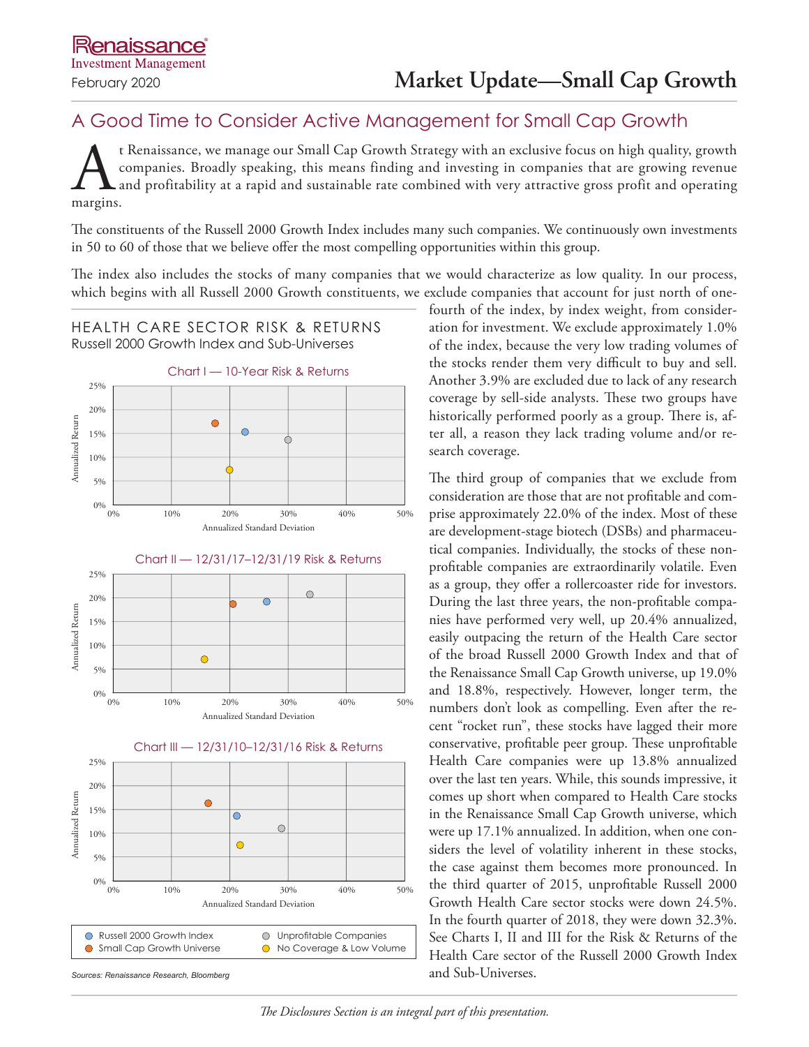Renaissance Investment Management

February 2020

# Market Update—Small Cap Growth

## A Good Time to Consider Active Management for Small Cap Growth

At Renaissance, we manage our Small Cap Growth Strategy with an exclusive focus on high quality, growth companies. Broadly speaking, this means finding and investing in companies that are growing revenue and profitability at a rapid and sustainable rate combined with very attractive gross profit and operating margins.

The constituents of the Russell 2000 Growth Index includes many such companies. We continuously own investments in 50 to 60 of those that we believe offer the most compelling opportunities within this group.

The index also includes the stocks of many companies that we would characterize as low quality. In our process, which begins with all Russell 2000 Growth constituents, we exclude companies that account for just north of one-fourth of the index, by index weight, from consideration for investment. We exclude approximately 1.0% of the index, because the very low trading volumes of the stocks render them very difficult to buy and sell. Another 3.9% are excluded due to lack of any research coverage by sell-side analysts. These two groups have historically performed poorly as a group. There is, after all, a reason they lack trading volume and/or research coverage.

The third group of companies that we exclude from consideration are those that are not profitable and comprise approximately 22.0% of the index. Most of these are development-stage biotech (DSBs) and pharmaceutical companies. Individually, the stocks of these non-profitable companies are extraordinarily volatile. Even as a group, they offer a rollercoaster ride for investors. During the last three years, the non-profitable companies have performed very well, up 20.4% annualized, easily outpacing the return of the Health Care sector of the broad Russell 2000 Growth Index and that of the Renaissance Small Cap Growth universe, up 19.0% and 18.8%, respectively. However, longer term, the numbers don't look as compelling. Even after the recent "rocket run", these stocks have lagged their more conservative, profitable peer group. These unprofitable Health Care companies were up 13.8% annualized over the last ten years. While, this sounds impressive, it comes up short when compared to Health Care stocks in the Renaissance Small Cap Growth universe, which were up 17.1% annualized. In addition, when one considers the level of volatility inherent in these stocks, the case against them becomes more pronounced. In the third quarter of 2015, unprofitable Russell 2000 Growth Health Care sector stocks were down 24.5%. In the fourth quarter of 2018, they were down 32.3%. See Charts I, II and III for the Risk & Returns of the Health Care sector of the Russell 2000 Growth Index and Sub-Universes.

### HEALTH CARE SECTOR RISK & RETURNS
Russell 2000 Growth Index and Sub-Universes

Chart I — 10-Year Risk & Returns

Chart II — 12/31/17–12/31/19 Risk & Returns

Chart III — 12/31/10–12/31/16 Risk & Returns

(Axes: Annualized Return vs. Annualized Standard Deviation)

Legend: Russell 2000 Growth Index; Small Cap Growth Universe; Unprofitable Companies; No Coverage & Low Volume

*Sources: Renaissance Research, Bloomberg*

*The Disclosures Section is an integral part of this presentation.*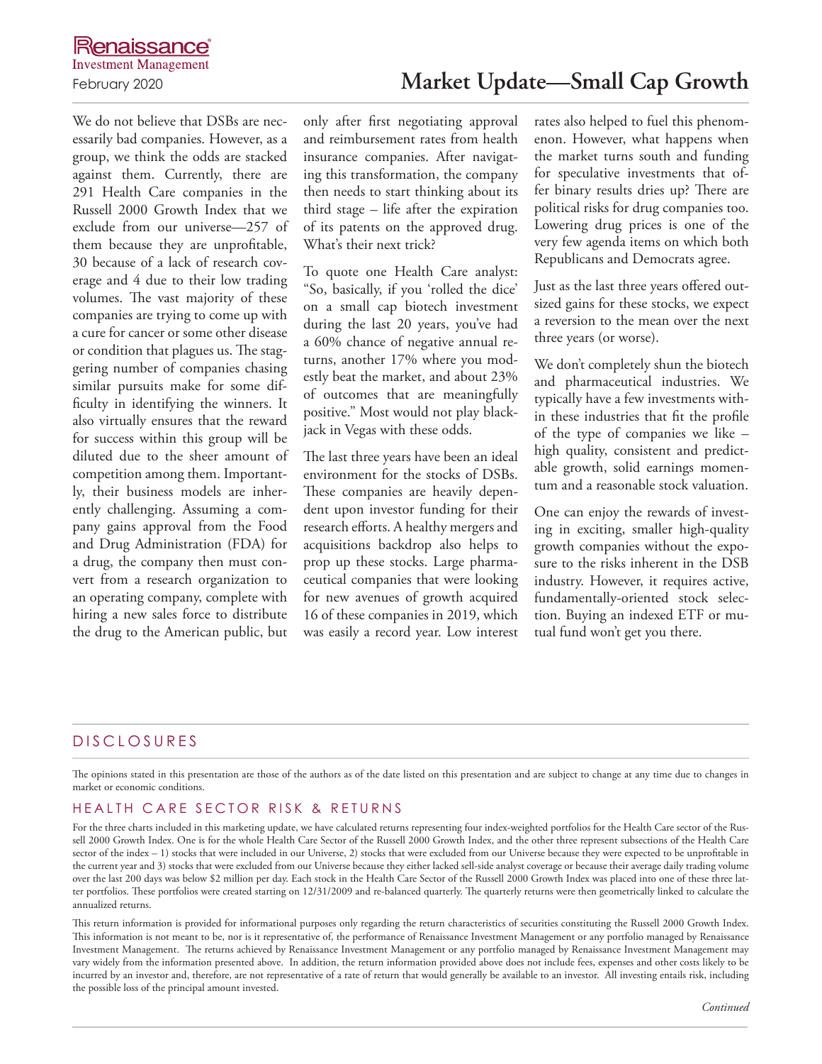We do not believe that DSBs are necessarily bad companies. However, as a group, we think the odds are stacked against them. Currently, there are 291 Health Care companies in the Russell 2000 Growth Index that we exclude from our universe—257 of them because they are unprofitable, 30 because of a lack of research coverage and 4 due to their low trading volumes. The vast majority of these companies are trying to come up with a cure for cancer or some other disease or condition that plagues us. The staggering number of companies chasing similar pursuits make for some difficulty in identifying the winners. It also virtually ensures that the reward for success within this group will be diluted due to the sheer amount of competition among them. Importantly, their business models are inherently challenging. Assuming a company gains approval from the Food and Drug Administration (FDA) for a drug, the company then must convert from a research organization to an operating company, complete with hiring a new sales force to distribute the drug to the American public, but only after first negotiating approval and reimbursement rates from health insurance companies. After navigating this transformation, the company then needs to start thinking about its third stage – life after the expiration of its patents on the approved drug. What's their next trick?

To quote one Health Care analyst: "So, basically, if you 'rolled the dice' on a small cap biotech investment during the last 20 years, you've had a 60% chance of negative annual returns, another 17% where you modestly beat the market, and about 23% of outcomes that are meaningfully positive." Most would not play blackjack in Vegas with these odds.

The last three years have been an ideal environment for the stocks of DSBs. These companies are heavily dependent upon investor funding for their research efforts. A healthy mergers and acquisitions backdrop also helps to prop up these stocks. Large pharmaceutical companies that were looking for new avenues of growth acquired 16 of these companies in 2019, which was easily a record year. Low interest rates also helped to fuel this phenomenon. However, what happens when the market turns south and funding for speculative investments that offer binary results dries up? There are political risks for drug companies too. Lowering drug prices is one of the very few agenda items on which both Republicans and Democrats agree.

Just as the last three years offered outsized gains for these stocks, we expect a reversion to the mean over the next three years (or worse).

We don't completely shun the biotech and pharmaceutical industries. We typically have a few investments within these industries that fit the profile of the type of companies we like – high quality, consistent and predictable growth, solid earnings momentum and a reasonable stock valuation.

One can enjoy the rewards of investing in exciting, smaller high-quality growth companies without the exposure to the risks inherent in the DSB industry. However, it requires active, fundamentally-oriented stock selection. Buying an indexed ETF or mutual fund won't get you there.

## DISCLOSURES

The opinions stated in this presentation are those of the authors as of the date listed on this presentation and are subject to change at any time due to changes in market or economic conditions.

### HEALTH CARE SECTOR RISK & RETURNS

For the three charts included in this marketing update, we have calculated returns representing four index-weighted portfolios for the Health Care sector of the Russell 2000 Growth Index. One is for the whole Health Care Sector of the Russell 2000 Growth Index, and the other three represent subsections of the Health Care sector of the index – 1) stocks that were included in our Universe, 2) stocks that were excluded from our Universe because they were expected to be unprofitable in the current year and 3) stocks that were excluded from our Universe because they either lacked sell-side analyst coverage or because their average daily trading volume over the last 200 days was below $2 million per day. Each stock in the Health Care Sector of the Russell 2000 Growth Index was placed into one of these three latter portfolios. These portfolios were created starting on 12/31/2009 and re-balanced quarterly. The quarterly returns were then geometrically linked to calculate the annualized returns.

This return information is provided for informational purposes only regarding the return characteristics of securities constituting the Russell 2000 Growth Index. This information is not meant to be, nor is it representative of, the performance of Renaissance Investment Management or any portfolio managed by Renaissance Investment Management. The returns achieved by Renaissance Investment Management or any portfolio managed by Renaissance Investment Management may vary widely from the information presented above. In addition, the return information provided above does not include fees, expenses and other costs likely to be incurred by an investor and, therefore, are not representative of a rate of return that would generally be available to an investor. All investing entails risk, including the possible loss of the principal amount invested.

*Continued*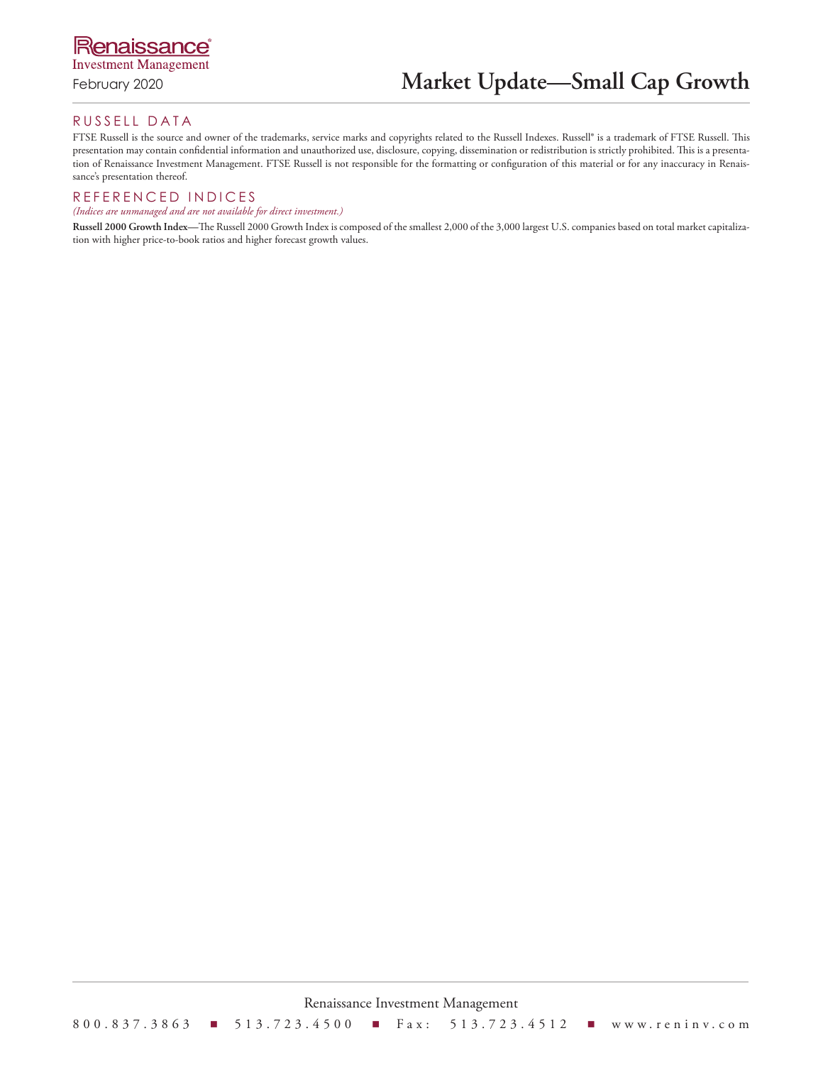## RUSSELL DATA

FTSE Russell is the source and owner of the trademarks, service marks and copyrights related to the Russell Indexes. Russell® is a trademark of FTSE Russell. This presentation may contain confidential information and unauthorized use, disclosure, copying, dissemination or redistribution is strictly prohibited. This is a presentation of Renaissance Investment Management. FTSE Russell is not responsible for the formatting or configuration of this material or for any inaccuracy in Renaissance's presentation thereof.

## REFERENCED INDICES

*(Indices are unmanaged and are not available for direct investment.)*

**Russell 2000 Growth Index**—The Russell 2000 Growth Index is composed of the smallest 2,000 of the 3,000 largest U.S. companies based on total market capitalization with higher price-to-book ratios and higher forecast growth values.